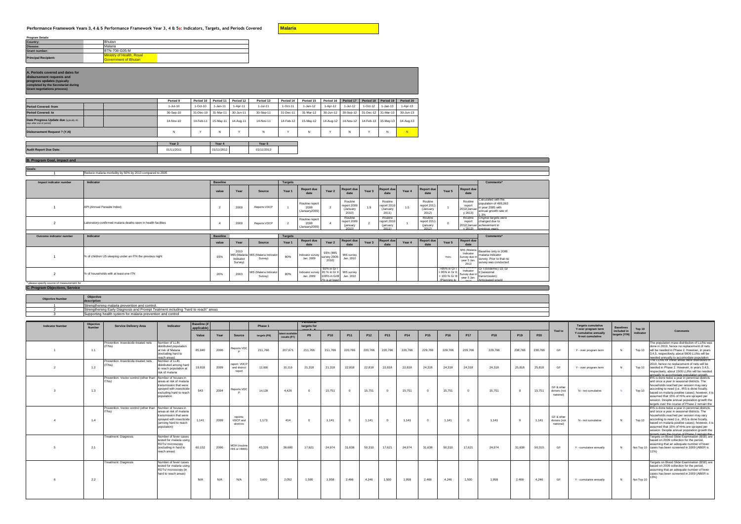# Performance Framework Years 3, 4 & 5 Performance Framework Year 3, 4 & 5a: Indicators, Targets, and Periods Covered

**Malaria**

**Program Details**

| | |
|---|---|
| **Country:** | Bhutan |
| **Disease:** | Malaria |
| **Grant number:** | BTN-708-G05-M |
| **Principal Recipient:** | Ministry of Health, Royal Government of Bhutan |

## A. Periods covered and dates for disbursement requests and progress updates (typically completed by the Secretariat during Grant negotiations process)

| | | | Period 9 | Period 10 | Period 11 | Period 12 | Period 13 | Period 14 | Period 15 | Period 16 | Period 17 | Period 18 | Period 19 | Period 20 |
|---|---|---|---|---|---|---|---|---|---|---|---|---|---|---|
| **Period Covered: from** | | | 1-Jul-10 | 1-Oct-10 | 1-Jan-11 | 1-Apr-11 | 1-Jul-11 | 1-Oct-11 | 1-Jan-12 | 1-Apr-12 | 1-Jul-12 | 1-Oct-12 | 1-Jan-13 | 1-Apr-13 |
| **Period Covered: to** | | | 30-Sep-10 | 31-Dec-10 | 31-Mar-11 | 30-Jun-11 | 30-Sep-11 | 31-Dec-11 | 31-Mar-12 | 30-Jun-12 | 30-Sep-12 | 31-Dec-12 | 31-Mar-13 | 30-Jun-13 |
| **Date Progress Update due** (typically 45 days after end of period) | | | 14-Nov-10 | 14-Feb-11 | 15-May-11 | 14-Aug-11 | 14-Nov-11 | 14-Feb-12 | 15-May-12 | 14-Aug-12 | 14-Nov-12 | 14-Feb-13 | 15-May-13 | 14-Aug-13 |
| **Disbursement Request ? (Y,N)** | | | N | Y | N | Y | N | Y | N | Y | N | Y | N | N |

| | Year 3 | | Year 4 | | Year 5 | |
|---|---|---|---|---|---|---|
| **Audit Report Due Date:** | 01/11/2011 | | 01/11/2012 | | 01/11/2013 | |

## B. Program Goal, Impact and

**Goals:**

| | |
|---|---|
| 1 | Reduce malaria morbidity by 50% by 2013 compared to 2005 |

| Impact indicator number | Indicator | Baseline | | | Targets | | | | | | | | | | Comments* |
|---|---|---|---|---|---|---|---|---|---|---|---|---|---|---|---|
| | | value | Year | Source | Year 1 | Report due date | Year 2 | Report due date | Year 3 | Report due date | Year 4 | Report due date | Year 5 | Report due date | |
| 1 | API (Annual Parasite Index) | 2 | 2009 | Reports:VDCP | 1 | Routine report 2008 (January2009) | 2 | Routine report 2009 (January 2010) | 1.9 | Routine report 2010 (January 2011) | 1.5 | Routine report 2011 (January 2012) | 1 | Routine report 2012(January 2013) | Calculated with the population of 489,263 in year 2005 with annual growth rate of 1.3% |
| 2 | Laboratory-confirmed malaria deaths seen in health facilities | 4 | 2009 | Reports:VDCP | 2 | Routine report 2008 (January2009) | 4 | Routine report 2009 (january 2010) | 2 | Routine report 2010 (january 2011) | 1 | Routine report 2011 (january 2012) | 0 | Routine report 2012(January 2013) | Original targets were changed due to achievement in previous years. |

| Outcome indicator number | Indicator | Baseline | | | Targets | | | | | | | | | | Comments* |
|---|---|---|---|---|---|---|---|---|---|---|---|---|---|---|---|
| | | value | Year | Source | Year 1 | Report due date | Year 2 | Report due date | Year 3 | Report due date | Year 4 | Report due date | Year 5 | Report due date | |
| 1 | % of children U5 sleeping under an ITN the previous night | 93% | 2010 MIS (Malaria Indicator Survey) | MIS (Malaria Indicator Survey) | 80% | Indicator survey Jan. 2009 | 93% (MIS survey 2009-2010) | MIS survey Jan. 2010 | | | | | >90% | MIS (Malaria Indicator Survey due in year 5 Jan. 2013 | Baseline only in 2006 malaria indicator survey. Prior to that no survey was conducted |
| 2 | % of households with at least one ITN | 20% | 2003 | MIS (Malaria Indicator Survey) | 80% | Indicator survey Jan. 2009 | 92% in Gr I 91 % in Gr II 100% in GrIII (% is at least | MIS survey Jan. 2010 | | | | | >95% in Gr I > 95% in Gr II > 100 % Gr III (Planning to | MIS (Malaria Indicator Survey due in year 5 Jan. 2013 | Gr I (Endemic) 10, Gr II (seasonal transmission); Anticipated would |

* please specify source of measurement for

## C. Program Objectives, Service

| Objective Number | Objective description |
|---|---|
| 1 | Strengthening malaria prevention and control. |
| 2 | Strengthening Early Diagnosis and Prompt Teatment including "hard to reach" areas |
| 3 | Supporting health system for malaria prevention and control |

| Indicator Number | Objective Number | Service Delivery Area | Indicator | Baseline (if applicable) | | | Phase 1 | | Periodical targets for years 3-5 | | | | | | | | | | | | Tied to | Targets cumulative Y-over program term Y-cumulative annually N-not cumulative | Baselines included in targets (Y/N) | Top 10 indicator | Comments |
|---|---|---|---|---|---|---|---|---|---|---|---|---|---|---|---|---|---|---|---|---|---|---|---|---|---|
| | | | | Value | Year | Source | targets (P8) | latest available results (P7) | P9 | P10 | P11 | P12 | P13 | P14 | P15 | P16 | P17 | P18 | P19 | P20 | | | | | |
| 1 | 1.1 | Prevention: Insecticide-treated nets (ITNs) | Number of LLIN distributed population at risk of Malaria (excluding hard to reach areas) | 85,840 | 2006 | Reports:VDCP | 211,766 | 207,671 | 211,766 | 211,766 | 220,766 | 220,766 | 220,766 | 220,766 | 229,766 | 229,766 | 229,766 | 229,766 | 238,766 | 238,766 | GF | Y - over program term | N | Top 10 | The population mass distribution of LLINs was done in 2010, hence no replacement of nets will be needed in Phase 2. However, in years 3,4,5, respectively, about 9000 LLINs will be needed annually to accomodate population |
| 2 | 1.2 | Prevention: Insecticide-treated nets (ITNs) | Number of LLIN distributed among hard to reach population at risk of malaria | 19,818 | 2009 | report: VDCP and district report | 12,000 | 20,219 | 21,318 | 21,318 | 22,818 | 22,818 | 22,818 | 22,818 | 24,318 | 24,318 | 24,318 | 24,318 | 25,818 | 25,818 | GF | Y - over program term | N | Top 10 | The LLINs for these areas were distributed in 2010, hence no replacement of nets will be needed in Phase 2. However, in years 3,4,5, respectively, about 1500 LLINs will be needed annually to accommodate population growth |
| 3 | 1.3 | Prevention: Vector control (other than ITNs) | Number of houses in areas at risk of malaria transmission that were sprayed with insecticide excluding hard to reach population | 543 | 2004 | Reports:VDCP | 14,128 | 4,426 | 0 | 15,751 | 0 | 15,751 | 0 | 15,751 | 0 | 15,751 | 0 | 15,751 | 0 | 15,751 | GF & other donors (not national) | N - not cumulative | N | Top 10 | IRS is done twice a year in perennial districts and once a year in seasonal districts. The households reached per session may vary according to need (i.e., IRS is done focally, based on malaria positive cases); however, it is assumed that 15% of HHs are sprayed per session. Despite annual population growth the targets over the course of Phase 2 remain the |
| 4 | 1.4 | Prevention: Vector control (other than ITNs) | Number of houses in areas at risk of malaria transmission that were sprayed with insecticide (among hard to reach population) | 1,141 | 2009 | reports; VDCP and districts | 1,173 | 414 | 0 | 1,141 | 0 | 1,141 | 0 | 1,141 | 0 | 1,141 | 0 | 1,141 | 0 | 1,141 | GF & other donors (not national) | N - not cumulative | N | Top 10 | IRS is done twice a year in perennial districts and once a year in seasonal districts. The households reached per session may vary according to need (i.e., IRS is done focally, based on malaria positive cases); however, it is assumed that 15% of HHs are sprayed per session. Despite annual population growth the targets over the course of Phase 2 remain the |
| 5 | 2.1 | Treatment: Diagnosis | Number of fever cases tested for malaria using RDTs/ microscopy (excluding in hard to reach areas) | 60,152 | 2006 | MOH (routine HIS or HMIS) | 43,326 | 36,680 | 17,621 | 24,974 | 31,638 | 50,310 | 17,621 | 24,974 | 31,638 | 50,310 | 17,621 | 24,974 | 31,638 | 50,310 | GF | Y - cumulative annually | N | Not Top 10 | Targets on Blood Slide Examination (BSE) are based on 2009 collection for the period, assuming that an adequate number of fever cases has been screened in 2009 (ABER is 11%) |
| 6 | 2.2 | Treatment: Diagnosis | Number of fever cases tested for malaria using RDTs/ microscopy (in hard to reach areas) | N/A | N/A | N/A | 3,600 | 2,052 | 1,500 | 1,958 | 2,466 | 4,246 | 1,500 | 1,958 | 2,466 | 4,246 | 1,500 | 1,958 | 2,466 | 4,246 | GF | Y - cumulative annually | N | Not Top 10 | Targets on Blood Slide Examination (BSE) are based on 2009 collection for the period, assuming that an adequate number of fever cases has been screened in 2009 (ABER is 13%) |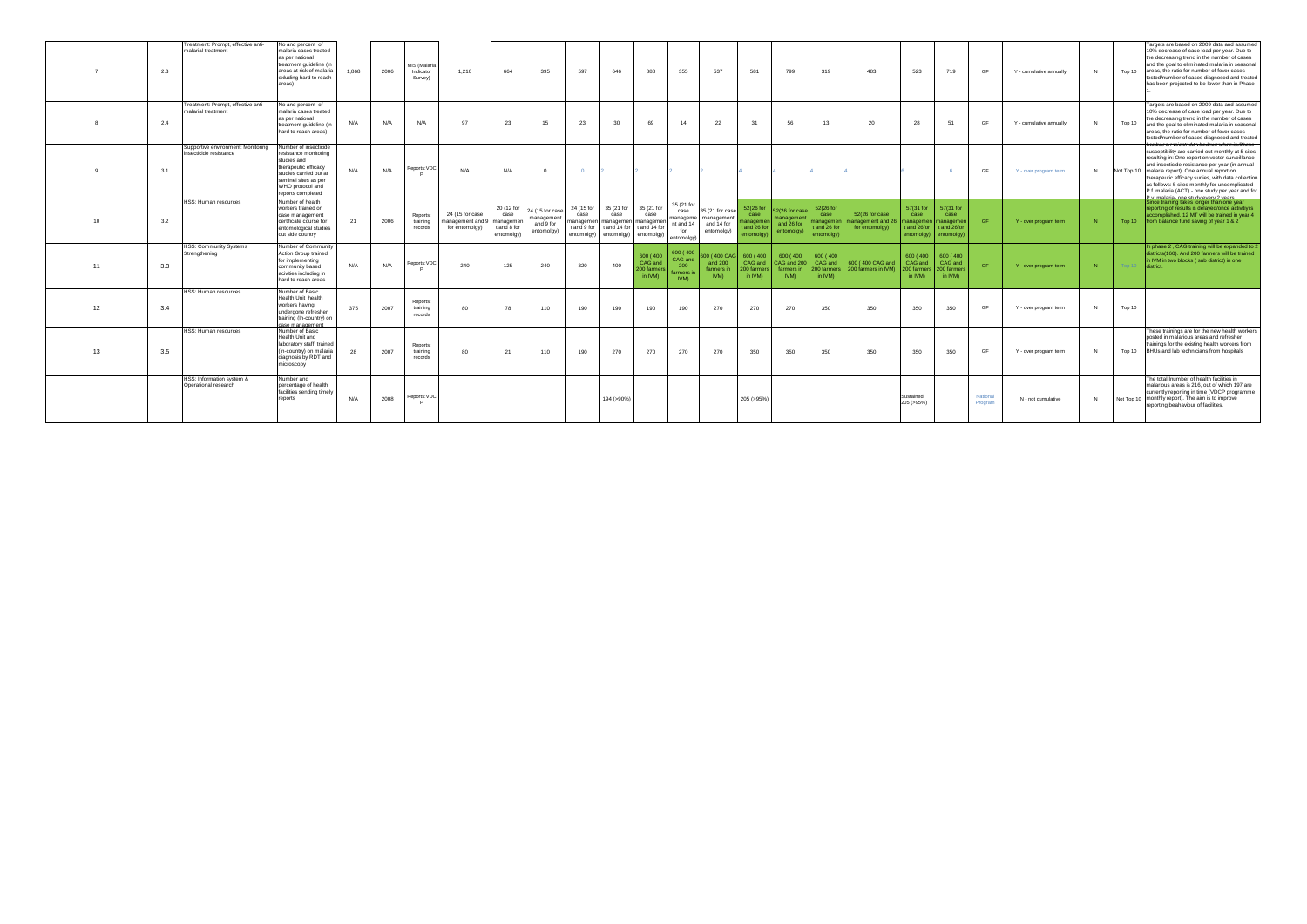| | | | | | | | | | | | | | | | | | | | | | | | | | | |
|---|---|---|---|---|---|---|---|---|---|---|---|---|---|---|---|---|---|---|---|---|---|---|---|---|---|---|
| 7 | 2.3 | Treatment: Prompt, effective anti-malarial treatment | No and percent of malaria cases treated as per national treatment guideline (in areas at risk of malaria exluding hard to reach areas) | 1,868 | 2006 | MIS (Malaria Indicator Survey) | 1,210 | 664 | 395 | 597 | 646 | 888 | 355 | 537 | 581 | 799 | 319 | 483 | 523 | 719 | GF | Y - cumulative annually | N | Top 10 | Targets are based on 2009 data and assumed 10% decrease of case load per year. Due to the decreasing trend in the number of cases and the goal to eliminated malaria in seasonal areas, the ratio for number of fever cases tested/number of cases diagnosed and treated has been projected to be lower than in Phase 1. |
| 8 | 2.4 | Treatment: Prompt, effective anti-malarial treatment | No and percent of malaria cases treated as per national treatment guideline (in hard to reach areas) | N/A | N/A | N/A | 97 | 23 | 15 | 23 | 30 | 69 | 14 | 22 | 31 | 56 | 13 | 20 | 28 | 51 | GF | Y - cumulative annually | N | Top 10 | Targets are based on 2009 data and assumed 10% decrease of case load per year. Due to the decreasing trend in the number of cases and the goal to eliminated malaria in seasonal areas, the ratio for number of fever cases tested/number of cases diagnosed and treated |
| 9 | 3.1 | Supportive environment: Monitoring insecticide resistance | Number of insecticide resistance monitoring studies and therapeutic efficacy studies carried out at sentinel sites as per WHO protocol and reports completed | N/A | N/A | Reports:VDCP | N/A | N/A | 0 | 0 | 2 | 2 | 2 | 2 | 4 | 4 | 4 | 4 | 6 | 6 | GF | Y - over program term | N | Not Top 10 | Studies on vector abundance and insecticide susceptibility are carried out monthly at 5 sites resulting in: One report on vector surveillance and insecticide resistance per year (in annual malaria report). One annual report on therapeutic efficacy sudies, with data collection as follows: 5 sites monthly for uncomplicated P.f. malaria (ACT) - one study per year and for P.v. malaria, one study every 2 years. |
| 10 | 3.2 | HSS: Human resources | Number of health workers trained on case management certificate course for entomological studies out side country | 21 | 2006 | Reports: training records | 24 (15 for case management and 9 for entomolgy) | 20 (12 for case management and 8 for entomolgy) | 24 (15 for case management and 9 for entomolgy) | 24 (15 for case management and 9 for entomolgy) | 35 (21 for case management and 14 for entomolgy) | 35 (21 for case management and 14 for entomolgy) | 35 (21 for case management and 14 for entomolgy) | 35 (21 for case management and 14 for entomolgy) | 52(26 for case management and 26 for entomolgy) | 52(26 for case management and 26 for entomolgy) | 52(26 for case management and 26 for entomolgy) | 52(26 for case management and 26 for entomolgy) | 57(31 for case management and 26for entomolgy) | 57(31 for case management and 26for entomolgy) | GF | Y - over program term | N | Top 10 | Since training takes longer than one year reporting of results is delayed/once activity is accomplished. 12 MT will be trained in year 4 from balance fund saving of year 1 & 2 |
| 11 | 3.3 | HSS: Community Systems Strengthening | Number of Community Action Group trained for implementing community based activities including in hard to reach areas | N/A | N/A | Reports:VDCP | 240 | 125 | 240 | 320 | 400 | 600 ( 400 CAG and 200 farmers in IVM) | 600 ( 400 CAG and 200 farmers in IVM) | 600 ( 400 CAG and 200 farmers in IVM) | 600 ( 400 CAG and 200 farmers in IVM) | 600 ( 400 CAG and 200 farmers in IVM) | 600 ( 400 CAG and 200 farmers in IVM) | 600 ( 400 CAG and 200 farmers in IVM) | 600 ( 400 CAG and 200 farmers in IVM) | 600 ( 400 CAG and 200 farmers in IVM) | GF | Y - over program term | N | Top 10 | In phase 2 , CAG training will be expanded to 2 districts(160). And 200 farmers will be trained in IVM in two blocks ( sub district) in one district. |
| 12 | 3.4 | HSS: Human resources | Number of Basic Health Unit health workers having undergone refresher training (In-country) on case management | 375 | 2007 | Reports: training records | 80 | 78 | 110 | 190 | 190 | 190 | 190 | 270 | 270 | 270 | 350 | 350 | 350 | 350 | GF | Y - over program term | N | Top 10 | |
| 13 | 3.5 | HSS: Human resources | Number of Basic Health Unit and laboratory staff trained (In-country) on malaria diagnosis by RDT and microscopy | 28 | 2007 | Reports: training records | 80 | 21 | 110 | 190 | 270 | 270 | 270 | 270 | 350 | 350 | 350 | 350 | 350 | 350 | GF | Y - over program term | N | Top 10 | These trainings are for the new health workers posted in malarious areas and refresher trainings for the existing health workers from BHUs and lab technicians from hospitals. |
| | | HSS: Information system & Operational research | Number and percentage of health facilities sending timely reports | N/A | 2008 | Reports:VDCP | | | | | 194 (>90%) | | | | 205 (>95%) | | | | Sustained 205 (>95%) | | National Program | N - not cumulative | N | Not Top 10 | The total Inumber of health facilities in malarious areas is 216, out of which 197 are currently reporting in time (VDCP programme monthly report). The aim is to improve reporting beahaviour of facilities. |